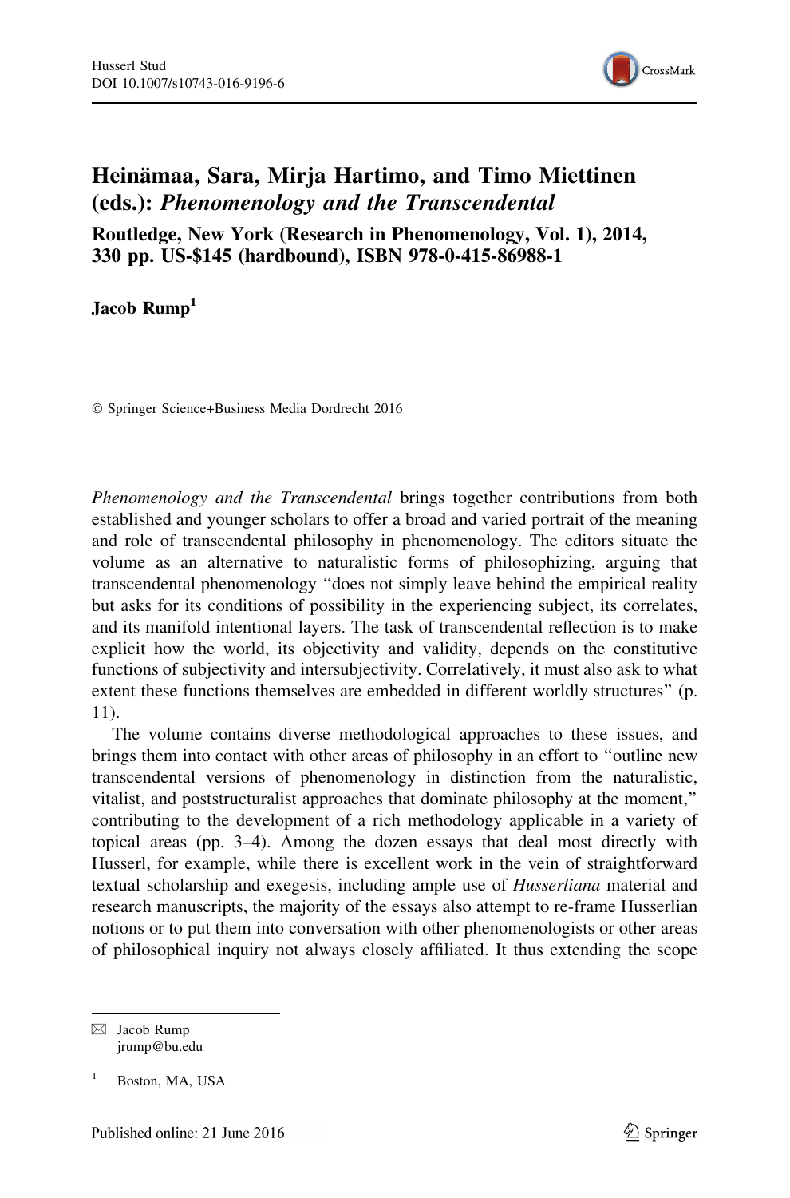# Heinämaa, Sara, Mirja Hartimo, and Timo Miettinen (eds.): *Phenomenology and the Transcendental*

**Routledge, New York (Research in Phenomenology, Vol. 1), 2014, 330 pp. US-$145 (hardbound), ISBN 978-0-415-86988-1**

**Jacob Rump**[1]

© Springer Science+Business Media Dordrecht 2016

*Phenomenology and the Transcendental* brings together contributions from both established and younger scholars to offer a broad and varied portrait of the meaning and role of transcendental philosophy in phenomenology. The editors situate the volume as an alternative to naturalistic forms of philosophizing, arguing that transcendental phenomenology "does not simply leave behind the empirical reality but asks for its conditions of possibility in the experiencing subject, its correlates, and its manifold intentional layers. The task of transcendental reflection is to make explicit how the world, its objectivity and validity, depends on the constitutive functions of subjectivity and intersubjectivity. Correlatively, it must also ask to what extent these functions themselves are embedded in different worldly structures" (p. 11).

The volume contains diverse methodological approaches to these issues, and brings them into contact with other areas of philosophy in an effort to "outline new transcendental versions of phenomenology in distinction from the naturalistic, vitalist, and poststructuralist approaches that dominate philosophy at the moment," contributing to the development of a rich methodology applicable in a variety of topical areas (pp. 3–4). Among the dozen essays that deal most directly with Husserl, for example, while there is excellent work in the vein of straightforward textual scholarship and exegesis, including ample use of *Husserliana* material and research manuscripts, the majority of the essays also attempt to re-frame Husserlian notions or to put them into conversation with other phenomenologists or other areas of philosophical inquiry not always closely affiliated. It thus extending the scope

---

✉ Jacob Rump
jrump@bu.edu

[1] Boston, MA, USA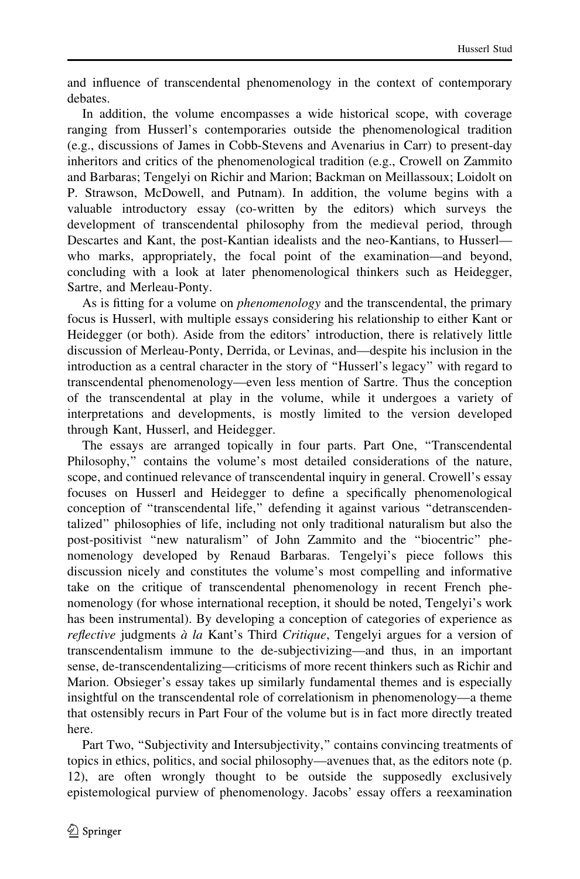and influence of transcendental phenomenology in the context of contemporary debates.

In addition, the volume encompasses a wide historical scope, with coverage ranging from Husserl's contemporaries outside the phenomenological tradition (e.g., discussions of James in Cobb-Stevens and Avenarius in Carr) to present-day inheritors and critics of the phenomenological tradition (e.g., Crowell on Zammito and Barbaras; Tengelyi on Richir and Marion; Backman on Meillassoux; Loidolt on P. Strawson, McDowell, and Putnam). In addition, the volume begins with a valuable introductory essay (co-written by the editors) which surveys the development of transcendental philosophy from the medieval period, through Descartes and Kant, the post-Kantian idealists and the neo-Kantians, to Husserl—who marks, appropriately, the focal point of the examination—and beyond, concluding with a look at later phenomenological thinkers such as Heidegger, Sartre, and Merleau-Ponty.

As is fitting for a volume on *phenomenology* and the transcendental, the primary focus is Husserl, with multiple essays considering his relationship to either Kant or Heidegger (or both). Aside from the editors' introduction, there is relatively little discussion of Merleau-Ponty, Derrida, or Levinas, and—despite his inclusion in the introduction as a central character in the story of "Husserl's legacy" with regard to transcendental phenomenology—even less mention of Sartre. Thus the conception of the transcendental at play in the volume, while it undergoes a variety of interpretations and developments, is mostly limited to the version developed through Kant, Husserl, and Heidegger.

The essays are arranged topically in four parts. Part One, "Transcendental Philosophy," contains the volume's most detailed considerations of the nature, scope, and continued relevance of transcendental inquiry in general. Crowell's essay focuses on Husserl and Heidegger to define a specifically phenomenological conception of "transcendental life," defending it against various "detranscendentalized" philosophies of life, including not only traditional naturalism but also the post-positivist "new naturalism" of John Zammito and the "biocentric" phenomenology developed by Renaud Barbaras. Tengelyi's piece follows this discussion nicely and constitutes the volume's most compelling and informative take on the critique of transcendental phenomenology in recent French phenomenology (for whose international reception, it should be noted, Tengelyi's work has been instrumental). By developing a conception of categories of experience as *reflective* judgments *à la* Kant's Third *Critique*, Tengelyi argues for a version of transcendentalism immune to the de-subjectivizing—and thus, in an important sense, de-transcendentalizing—criticisms of more recent thinkers such as Richir and Marion. Obsieger's essay takes up similarly fundamental themes and is especially insightful on the transcendental role of correlationism in phenomenology—a theme that ostensibly recurs in Part Four of the volume but is in fact more directly treated here.

Part Two, "Subjectivity and Intersubjectivity," contains convincing treatments of topics in ethics, politics, and social philosophy—avenues that, as the editors note (p. 12), are often wrongly thought to be outside the supposedly exclusively epistemological purview of phenomenology. Jacobs' essay offers a reexamination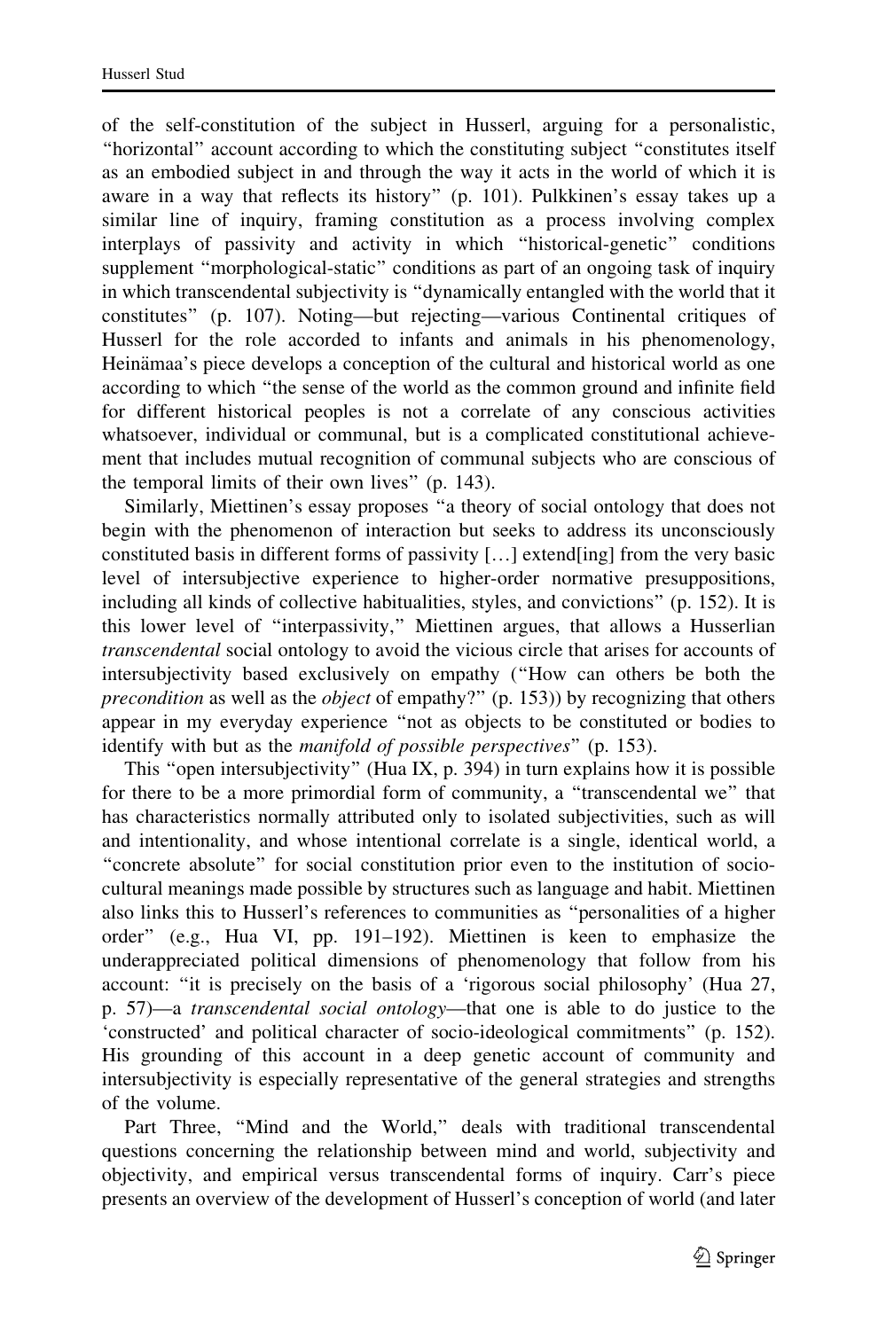of the self-constitution of the subject in Husserl, arguing for a personalistic, "horizontal" account according to which the constituting subject "constitutes itself as an embodied subject in and through the way it acts in the world of which it is aware in a way that reflects its history" (p. 101). Pulkkinen's essay takes up a similar line of inquiry, framing constitution as a process involving complex interplays of passivity and activity in which "historical-genetic" conditions supplement "morphological-static" conditions as part of an ongoing task of inquiry in which transcendental subjectivity is "dynamically entangled with the world that it constitutes" (p. 107). Noting—but rejecting—various Continental critiques of Husserl for the role accorded to infants and animals in his phenomenology, Heinämaa's piece develops a conception of the cultural and historical world as one according to which "the sense of the world as the common ground and infinite field for different historical peoples is not a correlate of any conscious activities whatsoever, individual or communal, but is a complicated constitutional achievement that includes mutual recognition of communal subjects who are conscious of the temporal limits of their own lives" (p. 143).

Similarly, Miettinen's essay proposes "a theory of social ontology that does not begin with the phenomenon of interaction but seeks to address its unconsciously constituted basis in different forms of passivity […] extend[ing] from the very basic level of intersubjective experience to higher-order normative presuppositions, including all kinds of collective habitualities, styles, and convictions" (p. 152). It is this lower level of "interpassivity," Miettinen argues, that allows a Husserlian *transcendental* social ontology to avoid the vicious circle that arises for accounts of intersubjectivity based exclusively on empathy ("How can others be both the *precondition* as well as the *object* of empathy?" (p. 153)) by recognizing that others appear in my everyday experience "not as objects to be constituted or bodies to identify with but as the *manifold of possible perspectives*" (p. 153).

This "open intersubjectivity" (Hua IX, p. 394) in turn explains how it is possible for there to be a more primordial form of community, a "transcendental we" that has characteristics normally attributed only to isolated subjectivities, such as will and intentionality, and whose intentional correlate is a single, identical world, a "concrete absolute" for social constitution prior even to the institution of socio-cultural meanings made possible by structures such as language and habit. Miettinen also links this to Husserl's references to communities as "personalities of a higher order" (e.g., Hua VI, pp. 191–192). Miettinen is keen to emphasize the underappreciated political dimensions of phenomenology that follow from his account: "it is precisely on the basis of a 'rigorous social philosophy' (Hua 27, p. 57)—a *transcendental social ontology*—that one is able to do justice to the 'constructed' and political character of socio-ideological commitments" (p. 152). His grounding of this account in a deep genetic account of community and intersubjectivity is especially representative of the general strategies and strengths of the volume.

Part Three, "Mind and the World," deals with traditional transcendental questions concerning the relationship between mind and world, subjectivity and objectivity, and empirical versus transcendental forms of inquiry. Carr's piece presents an overview of the development of Husserl's conception of world (and later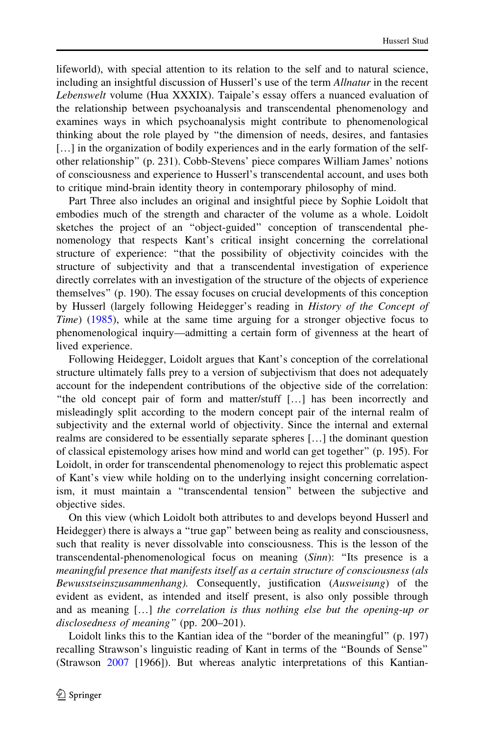lifeworld), with special attention to its relation to the self and to natural science, including an insightful discussion of Husserl's use of the term *Allnatur* in the recent *Lebenswelt* volume (Hua XXXIX). Taipale's essay offers a nuanced evaluation of the relationship between psychoanalysis and transcendental phenomenology and examines ways in which psychoanalysis might contribute to phenomenological thinking about the role played by "the dimension of needs, desires, and fantasies […] in the organization of bodily experiences and in the early formation of the self-other relationship" (p. 231). Cobb-Stevens' piece compares William James' notions of consciousness and experience to Husserl's transcendental account, and uses both to critique mind-brain identity theory in contemporary philosophy of mind.

Part Three also includes an original and insightful piece by Sophie Loidolt that embodies much of the strength and character of the volume as a whole. Loidolt sketches the project of an "object-guided" conception of transcendental phenomenology that respects Kant's critical insight concerning the correlational structure of experience: "that the possibility of objectivity coincides with the structure of subjectivity and that a transcendental investigation of experience directly correlates with an investigation of the structure of the objects of experience themselves" (p. 190). The essay focuses on crucial developments of this conception by Husserl (largely following Heidegger's reading in *History of the Concept of Time*) (1985), while at the same time arguing for a stronger objective focus to phenomenological inquiry—admitting a certain form of givenness at the heart of lived experience.

Following Heidegger, Loidolt argues that Kant's conception of the correlational structure ultimately falls prey to a version of subjectivism that does not adequately account for the independent contributions of the objective side of the correlation: "the old concept pair of form and matter/stuff […] has been incorrectly and misleadingly split according to the modern concept pair of the internal realm of subjectivity and the external world of objectivity. Since the internal and external realms are considered to be essentially separate spheres […] the dominant question of classical epistemology arises how mind and world can get together" (p. 195). For Loidolt, in order for transcendental phenomenology to reject this problematic aspect of Kant's view while holding on to the underlying insight concerning correlationism, it must maintain a "transcendental tension" between the subjective and objective sides.

On this view (which Loidolt both attributes to and develops beyond Husserl and Heidegger) there is always a "true gap" between being as reality and consciousness, such that reality is never dissolvable into consciousness. This is the lesson of the transcendental-phenomenological focus on meaning (*Sinn*): "Its presence is a *meaningful presence that manifests itself as a certain structure of consciousness (als Bewusstseinszusammenhang).* Consequently, justification (*Ausweisung*) of the evident as evident, as intended and itself present, is also only possible through and as meaning […] *the correlation is thus nothing else but the opening-up or disclosedness of meaning"* (pp. 200–201).

Loidolt links this to the Kantian idea of the "border of the meaningful" (p. 197) recalling Strawson's linguistic reading of Kant in terms of the "Bounds of Sense" (Strawson 2007 [1966]). But whereas analytic interpretations of this Kantian-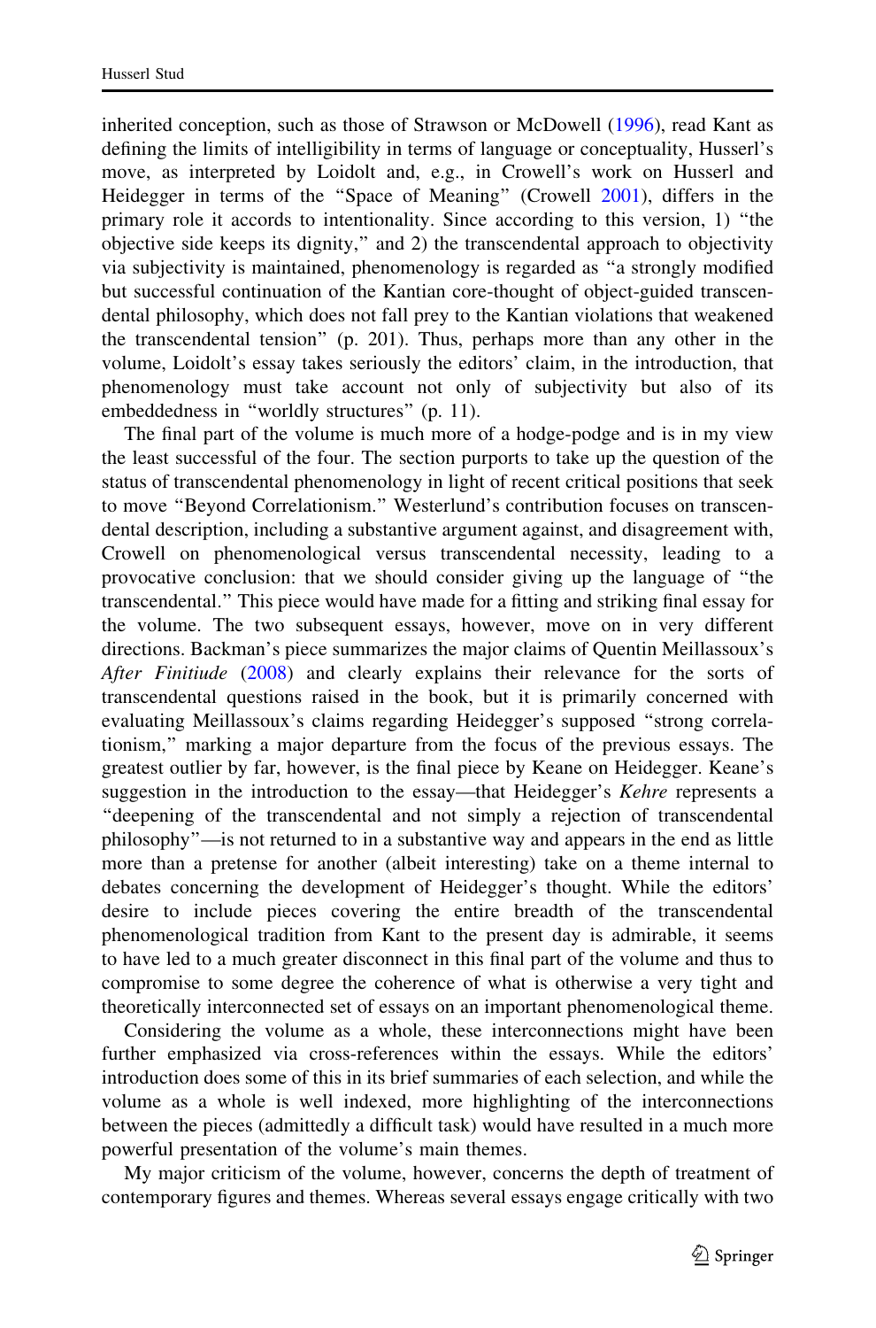inherited conception, such as those of Strawson or McDowell (1996), read Kant as defining the limits of intelligibility in terms of language or conceptuality, Husserl's move, as interpreted by Loidolt and, e.g., in Crowell's work on Husserl and Heidegger in terms of the "Space of Meaning" (Crowell 2001), differs in the primary role it accords to intentionality. Since according to this version, 1) "the objective side keeps its dignity," and 2) the transcendental approach to objectivity via subjectivity is maintained, phenomenology is regarded as "a strongly modified but successful continuation of the Kantian core-thought of object-guided transcendental philosophy, which does not fall prey to the Kantian violations that weakened the transcendental tension" (p. 201). Thus, perhaps more than any other in the volume, Loidolt's essay takes seriously the editors' claim, in the introduction, that phenomenology must take account not only of subjectivity but also of its embeddedness in "worldly structures" (p. 11).

The final part of the volume is much more of a hodge-podge and is in my view the least successful of the four. The section purports to take up the question of the status of transcendental phenomenology in light of recent critical positions that seek to move "Beyond Correlationism." Westerlund's contribution focuses on transcendental description, including a substantive argument against, and disagreement with, Crowell on phenomenological versus transcendental necessity, leading to a provocative conclusion: that we should consider giving up the language of "the transcendental." This piece would have made for a fitting and striking final essay for the volume. The two subsequent essays, however, move on in very different directions. Backman's piece summarizes the major claims of Quentin Meillassoux's *After Finitiude* (2008) and clearly explains their relevance for the sorts of transcendental questions raised in the book, but it is primarily concerned with evaluating Meillassoux's claims regarding Heidegger's supposed "strong correlationism," marking a major departure from the focus of the previous essays. The greatest outlier by far, however, is the final piece by Keane on Heidegger. Keane's suggestion in the introduction to the essay—that Heidegger's *Kehre* represents a "deepening of the transcendental and not simply a rejection of transcendental philosophy"—is not returned to in a substantive way and appears in the end as little more than a pretense for another (albeit interesting) take on a theme internal to debates concerning the development of Heidegger's thought. While the editors' desire to include pieces covering the entire breadth of the transcendental phenomenological tradition from Kant to the present day is admirable, it seems to have led to a much greater disconnect in this final part of the volume and thus to compromise to some degree the coherence of what is otherwise a very tight and theoretically interconnected set of essays on an important phenomenological theme.

Considering the volume as a whole, these interconnections might have been further emphasized via cross-references within the essays. While the editors' introduction does some of this in its brief summaries of each selection, and while the volume as a whole is well indexed, more highlighting of the interconnections between the pieces (admittedly a difficult task) would have resulted in a much more powerful presentation of the volume's main themes.

My major criticism of the volume, however, concerns the depth of treatment of contemporary figures and themes. Whereas several essays engage critically with two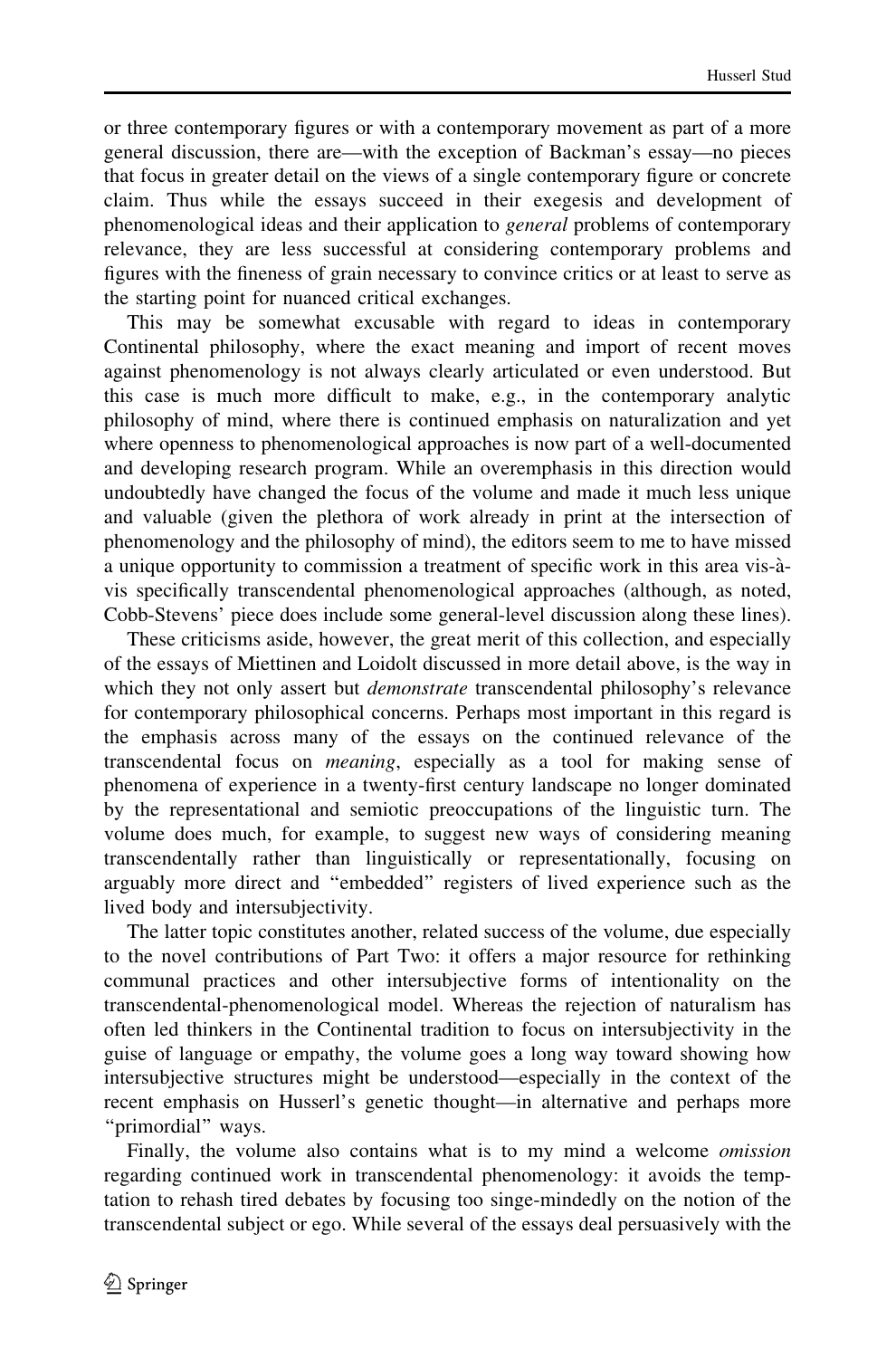or three contemporary figures or with a contemporary movement as part of a more general discussion, there are—with the exception of Backman's essay—no pieces that focus in greater detail on the views of a single contemporary figure or concrete claim. Thus while the essays succeed in their exegesis and development of phenomenological ideas and their application to *general* problems of contemporary relevance, they are less successful at considering contemporary problems and figures with the fineness of grain necessary to convince critics or at least to serve as the starting point for nuanced critical exchanges.

This may be somewhat excusable with regard to ideas in contemporary Continental philosophy, where the exact meaning and import of recent moves against phenomenology is not always clearly articulated or even understood. But this case is much more difficult to make, e.g., in the contemporary analytic philosophy of mind, where there is continued emphasis on naturalization and yet where openness to phenomenological approaches is now part of a well-documented and developing research program. While an overemphasis in this direction would undoubtedly have changed the focus of the volume and made it much less unique and valuable (given the plethora of work already in print at the intersection of phenomenology and the philosophy of mind), the editors seem to me to have missed a unique opportunity to commission a treatment of specific work in this area vis-à-vis specifically transcendental phenomenological approaches (although, as noted, Cobb-Stevens' piece does include some general-level discussion along these lines).

These criticisms aside, however, the great merit of this collection, and especially of the essays of Miettinen and Loidolt discussed in more detail above, is the way in which they not only assert but *demonstrate* transcendental philosophy's relevance for contemporary philosophical concerns. Perhaps most important in this regard is the emphasis across many of the essays on the continued relevance of the transcendental focus on *meaning*, especially as a tool for making sense of phenomena of experience in a twenty-first century landscape no longer dominated by the representational and semiotic preoccupations of the linguistic turn. The volume does much, for example, to suggest new ways of considering meaning transcendentally rather than linguistically or representationally, focusing on arguably more direct and "embedded" registers of lived experience such as the lived body and intersubjectivity.

The latter topic constitutes another, related success of the volume, due especially to the novel contributions of Part Two: it offers a major resource for rethinking communal practices and other intersubjective forms of intentionality on the transcendental-phenomenological model. Whereas the rejection of naturalism has often led thinkers in the Continental tradition to focus on intersubjectivity in the guise of language or empathy, the volume goes a long way toward showing how intersubjective structures might be understood—especially in the context of the recent emphasis on Husserl's genetic thought—in alternative and perhaps more "primordial" ways.

Finally, the volume also contains what is to my mind a welcome *omission* regarding continued work in transcendental phenomenology: it avoids the temptation to rehash tired debates by focusing too singe-mindedly on the notion of the transcendental subject or ego. While several of the essays deal persuasively with the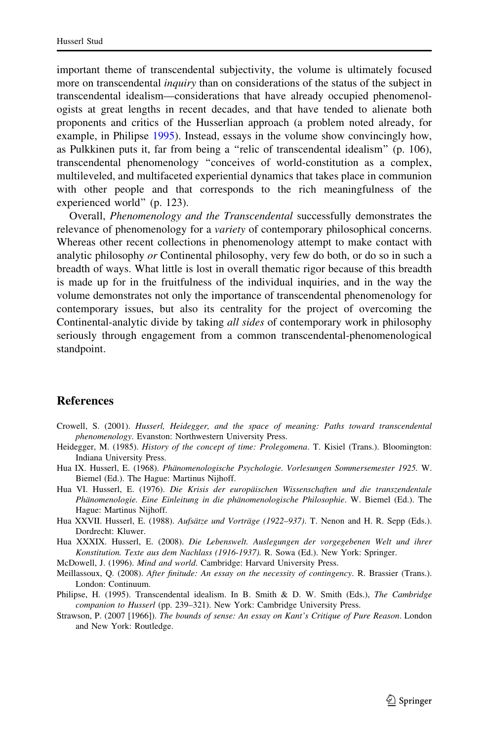important theme of transcendental subjectivity, the volume is ultimately focused more on transcendental *inquiry* than on considerations of the status of the subject in transcendental idealism—considerations that have already occupied phenomenologists at great lengths in recent decades, and that have tended to alienate both proponents and critics of the Husserlian approach (a problem noted already, for example, in Philipse 1995). Instead, essays in the volume show convincingly how, as Pulkkinen puts it, far from being a "relic of transcendental idealism" (p. 106), transcendental phenomenology "conceives of world-constitution as a complex, multileveled, and multifaceted experiential dynamics that takes place in communion with other people and that corresponds to the rich meaningfulness of the experienced world" (p. 123).

Overall, *Phenomenology and the Transcendental* successfully demonstrates the relevance of phenomenology for a *variety* of contemporary philosophical concerns. Whereas other recent collections in phenomenology attempt to make contact with analytic philosophy *or* Continental philosophy, very few do both, or do so in such a breadth of ways. What little is lost in overall thematic rigor because of this breadth is made up for in the fruitfulness of the individual inquiries, and in the way the volume demonstrates not only the importance of transcendental phenomenology for contemporary issues, but also its centrality for the project of overcoming the Continental-analytic divide by taking *all sides* of contemporary work in philosophy seriously through engagement from a common transcendental-phenomenological standpoint.

## References

Crowell, S. (2001). *Husserl, Heidegger, and the space of meaning: Paths toward transcendental phenomenology*. Evanston: Northwestern University Press.

Heidegger, M. (1985). *History of the concept of time: Prolegomena*. T. Kisiel (Trans.). Bloomington: Indiana University Press.

Hua IX. Husserl, E. (1968). *Phänomenologische Psychologie. Vorlesungen Sommersemester 1925*. W. Biemel (Ed.). The Hague: Martinus Nijhoff.

Hua VI. Husserl, E. (1976). *Die Krisis der europäischen Wissenschaften und die transzendentale Phänomenologie. Eine Einleitung in die phänomenologische Philosophie*. W. Biemel (Ed.). The Hague: Martinus Nijhoff.

Hua XXVII. Husserl, E. (1988). *Aufsätze und Vorträge (1922–937)*. T. Nenon and H. R. Sepp (Eds.). Dordrecht: Kluwer.

Hua XXXIX. Husserl, E. (2008). *Die Lebenswelt. Auslegungen der vorgegebenen Welt und ihrer Konstitution. Texte aus dem Nachlass (1916-1937).* R. Sowa (Ed.). New York: Springer.

McDowell, J. (1996). *Mind and world.* Cambridge: Harvard University Press.

Meillassoux, Q. (2008). *After finitude: An essay on the necessity of contingency*. R. Brassier (Trans.). London: Continuum.

Philipse, H. (1995). Transcendental idealism. In B. Smith & D. W. Smith (Eds.), *The Cambridge companion to Husserl* (pp. 239–321). New York: Cambridge University Press.

Strawson, P. (2007 [1966]). *The bounds of sense: An essay on Kant's Critique of Pure Reason*. London and New York: Routledge.